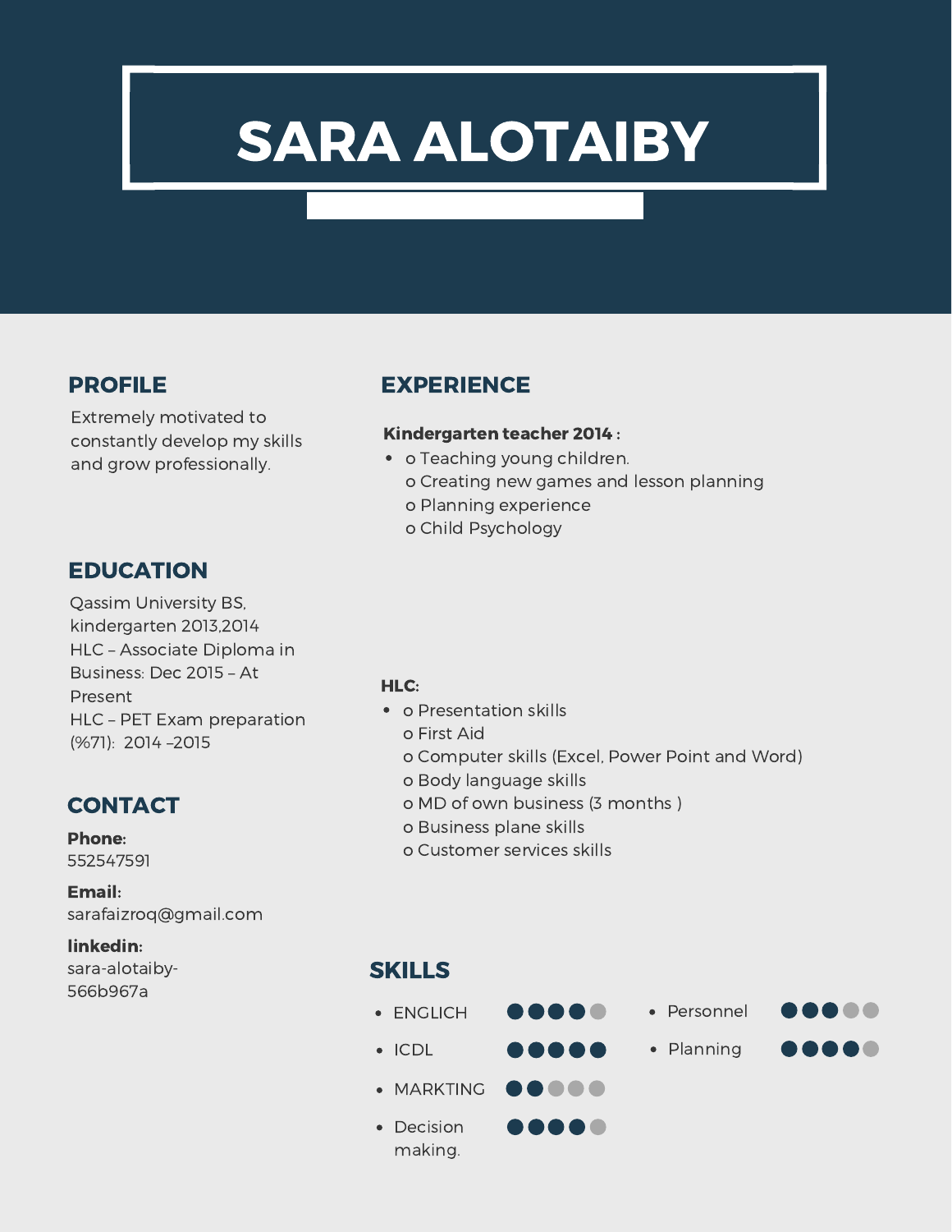# SARA ALOTAIBY

## PROFILE

Extremely motivated to constantly develop my skills and grow professionally.

## EDUCATION

Qassim University BS, kindergarten 2013,2014
HLC – Associate Diploma in Business: Dec 2015 – At Present
HLC – PET Exam preparation (%71): 2014 –2015

## CONTACT

**Phone:**
552547591

**Email:**
sarafaizroq@gmail.com

**linkedin:**
sara-alotaiby-566b967a

## EXPERIENCE

**Kindergarten teacher 2014 :**

- o Teaching young children.
  o Creating new games and lesson planning
  o Planning experience
  o Child Psychology

**HLC:**

- o Presentation skills
  o First Aid
  o Computer skills (Excel, Power Point and Word)
  o Body language skills
  o MD of own business (3 months )
  o Business plane skills
  o Customer services skills

## SKILLS

- ENGLICH ●●●●○
- ICDL ●●●●●
- MARKTING ●●○○○
- Decision making. ●●●●○
- Personnel ●●●○○
- Planning ●●●●○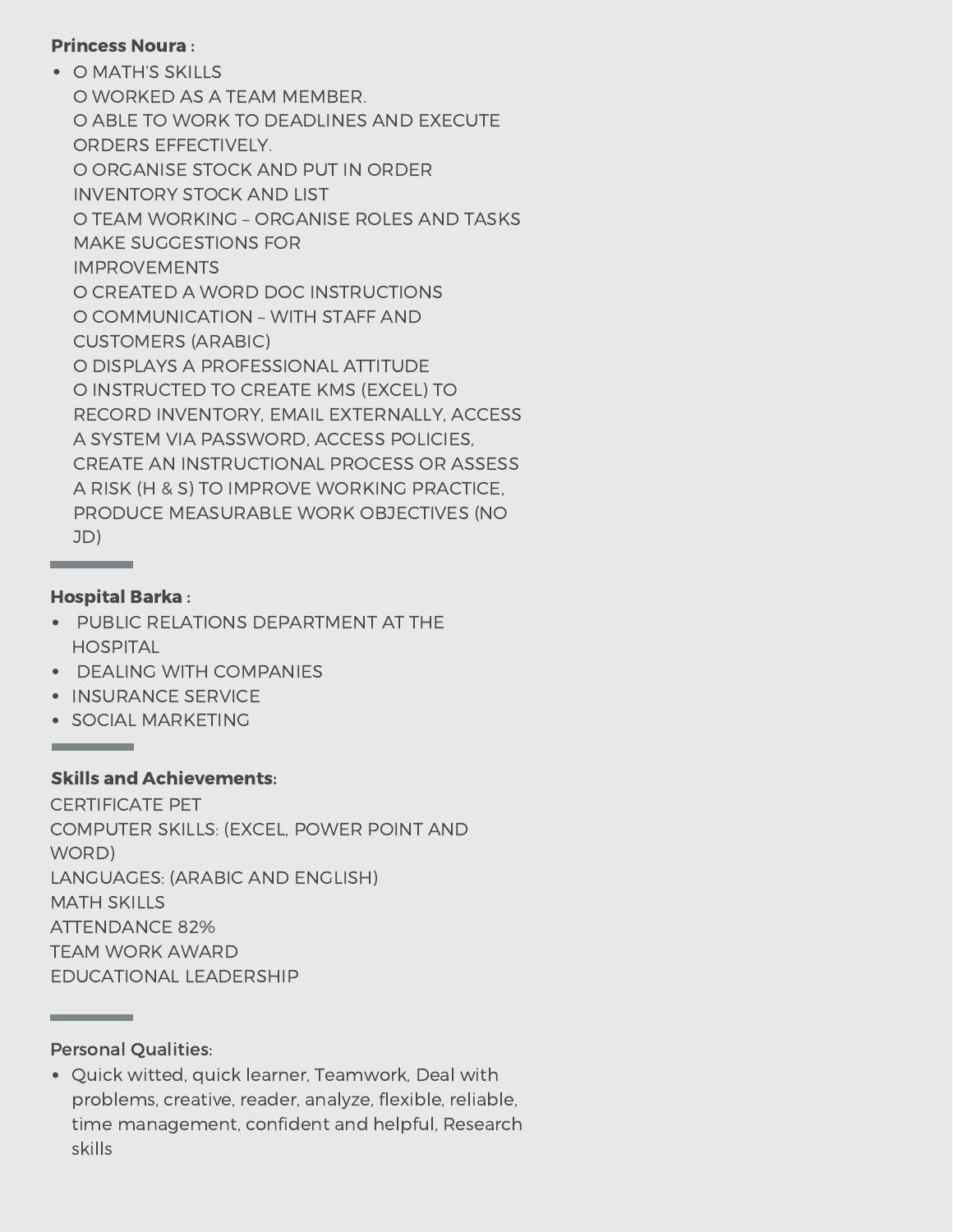**Princess Noura :**

- O MATH'S SKILLS
  O WORKED AS A TEAM MEMBER.
  O ABLE TO WORK TO DEADLINES AND EXECUTE ORDERS EFFECTIVELY.
  O ORGANISE STOCK AND PUT IN ORDER INVENTORY STOCK AND LIST
  O TEAM WORKING – ORGANISE ROLES AND TASKS MAKE SUGGESTIONS FOR IMPROVEMENTS
  O CREATED A WORD DOC INSTRUCTIONS
  O COMMUNICATION – WITH STAFF AND CUSTOMERS (ARABIC)
  O DISPLAYS A PROFESSIONAL ATTITUDE
  O INSTRUCTED TO CREATE KMS (EXCEL) TO RECORD INVENTORY, EMAIL EXTERNALLY, ACCESS A SYSTEM VIA PASSWORD, ACCESS POLICIES, CREATE AN INSTRUCTIONAL PROCESS OR ASSESS A RISK (H & S) TO IMPROVE WORKING PRACTICE, PRODUCE MEASURABLE WORK OBJECTIVES (NO JD)

---

**Hospital Barka :**

- PUBLIC RELATIONS DEPARTMENT AT THE HOSPITAL
- DEALING WITH COMPANIES
- INSURANCE SERVICE
- SOCIAL MARKETING

---

**Skills and Achievements:**

CERTIFICATE PET
COMPUTER SKILLS: (EXCEL, POWER POINT AND WORD)
LANGUAGES: (ARABIC AND ENGLISH)
MATH SKILLS
ATTENDANCE 82%
TEAM WORK AWARD
EDUCATIONAL LEADERSHIP

---

Personal Qualities:

- Quick witted, quick learner, Teamwork, Deal with problems, creative, reader, analyze, flexible, reliable, time management, confident and helpful, Research skills